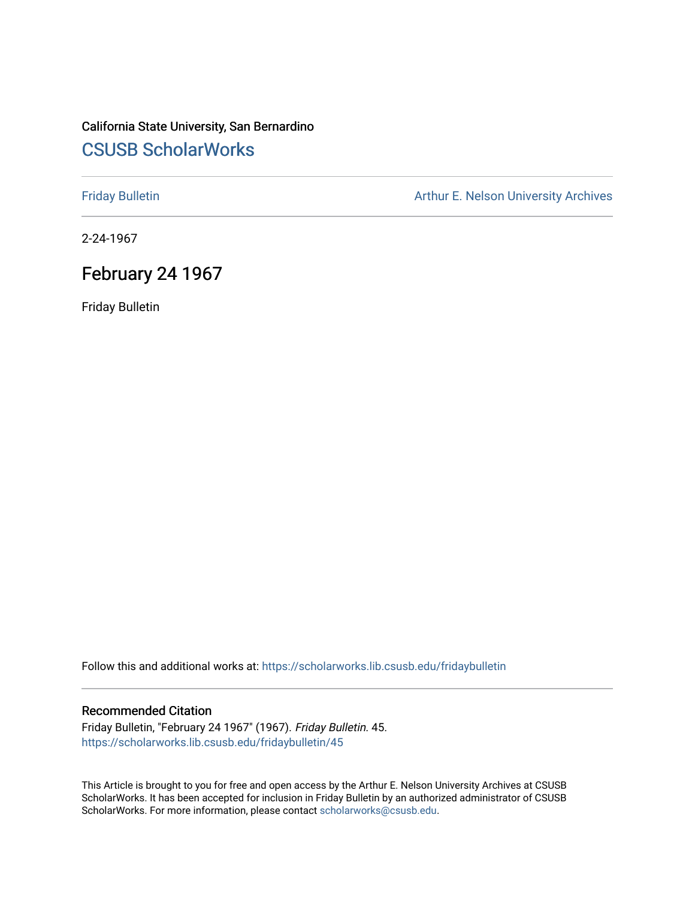California State University, San Bernardino

# CSUSB ScholarWorks

Friday Bulletin

Arthur E. Nelson University Archives

2-24-1967

## February 24 1967

Friday Bulletin

Follow this and additional works at: https://scholarworks.lib.csusb.edu/fridaybulletin

### Recommended Citation

Friday Bulletin, "February 24 1967" (1967). *Friday Bulletin*. 45.
https://scholarworks.lib.csusb.edu/fridaybulletin/45

This Article is brought to you for free and open access by the Arthur E. Nelson University Archives at CSUSB ScholarWorks. It has been accepted for inclusion in Friday Bulletin by an authorized administrator of CSUSB ScholarWorks. For more information, please contact scholarworks@csusb.edu.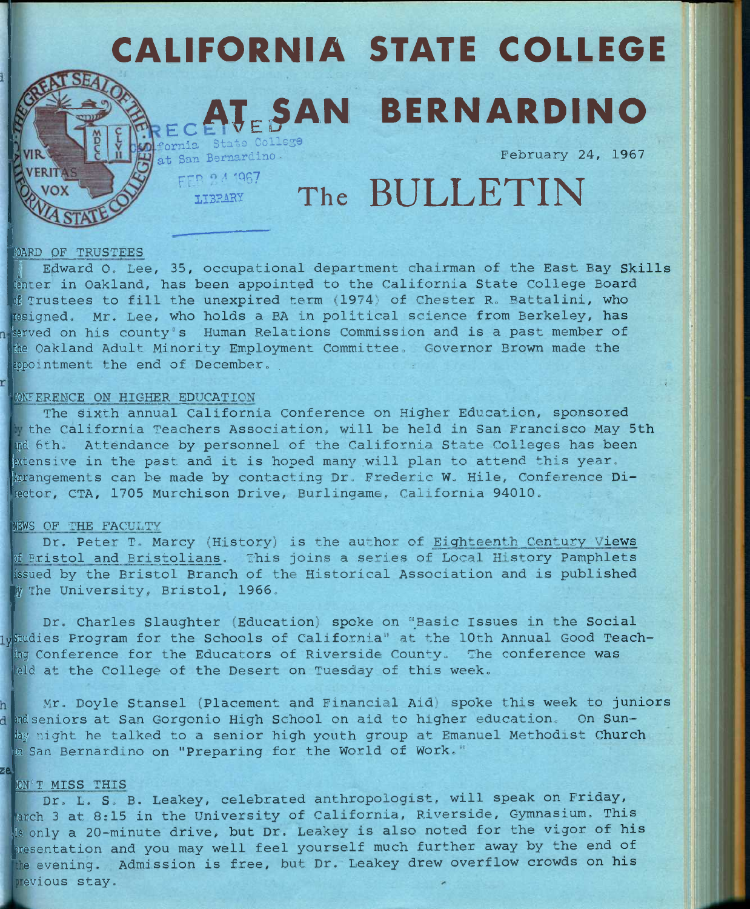# CALIFORNIA STATE COLLEGE AT SAN BERNARDINO

RECEIVED
California State College
at San Bernardino
FEB 24 1967
LIBRARY

February 24, 1967

# The BULLETIN

## BOARD OF TRUSTEES

Edward O. Lee, 35, occupational department chairman of the East Bay Skills Center in Oakland, has been appointed to the California State College Board of Trustees to fill the unexpired term (1974) of Chester R. Battalini, who resigned. Mr. Lee, who holds a BA in political science from Berkeley, has served on his county's Human Relations Commission and is a past member of the Oakland Adult Minority Employment Committee. Governor Brown made the appointment the end of December.

## CONFERENCE ON HIGHER EDUCATION

The sixth annual California Conference on Higher Education, sponsored by the California Teachers Association, will be held in San Francisco May 5th and 6th. Attendance by personnel of the California State Colleges has been extensive in the past and it is hoped many will plan to attend this year. Arrangements can be made by contacting Dr. Frederic W. Hile, Conference Director, CTA, 1705 Murchison Drive, Burlingame, California 94010.

## NEWS OF THE FACULTY

Dr. Peter T. Marcy (History) is the author of Eighteenth Century Views of Bristol and Bristolians. This joins a series of Local History Pamphlets issued by the Bristol Branch of the Historical Association and is published by The University, Bristol, 1966.

Dr. Charles Slaughter (Education) spoke on "Basic Issues in the Social Studies Program for the Schools of California" at the 10th Annual Good Teaching Conference for the Educators of Riverside County. The conference was held at the College of the Desert on Tuesday of this week.

Mr. Doyle Stansel (Placement and Financial Aid) spoke this week to juniors and seniors at San Gorgonio High School on aid to higher education. On Sunday night he talked to a senior high youth group at Emanuel Methodist Church in San Bernardino on "Preparing for the World of Work."

## DON'T MISS THIS

Dr. L. S. B. Leakey, celebrated anthropologist, will speak on Friday, March 3 at 8:15 in the University of California, Riverside, Gymnasium. This is only a 20-minute drive, but Dr. Leakey is also noted for the vigor of his presentation and you may well feel yourself much further away by the end of the evening. Admission is free, but Dr. Leakey drew overflow crowds on his previous stay.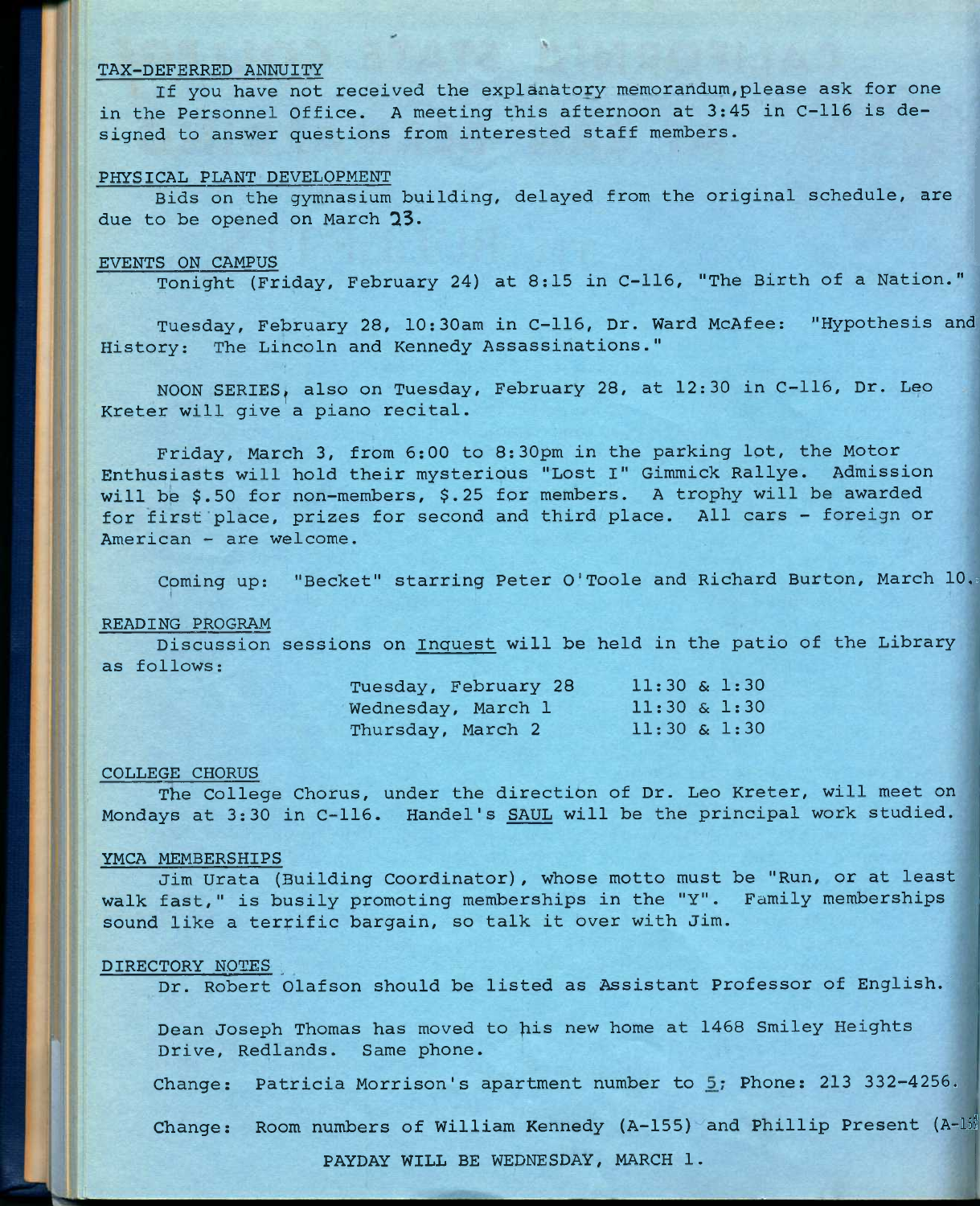TAX-DEFERRED ANNUITY

If you have not received the explanatory memorandum,please ask for one in the Personnel Office. A meeting this afternoon at 3:45 in C-116 is designed to answer questions from interested staff members.

PHYSICAL PLANT DEVELOPMENT

Bids on the gymnasium building, delayed from the original schedule, are due to be opened on March 23.

EVENTS ON CAMPUS

Tonight (Friday, February 24) at 8:15 in C-116, "The Birth of a Nation."

Tuesday, February 28, 10:30am in C-116, Dr. Ward McAfee: "Hypothesis and History: The Lincoln and Kennedy Assassinations."

NOON SERIES, also on Tuesday, February 28, at 12:30 in C-116, Dr. Leo Kreter will give a piano recital.

Friday, March 3, from 6:00 to 8:30pm in the parking lot, the Motor Enthusiasts will hold their mysterious "Lost I" Gimmick Rallye. Admission will be $.50 for non-members, $.25 for members. A trophy will be awarded for first place, prizes for second and third place. All cars - foreign or American - are welcome.

Coming up: "Becket" starring Peter O'Toole and Richard Burton, March 10.

READING PROGRAM

Discussion sessions on Inquest will be held in the patio of the Library as follows:

| | |
|---|---|
| Tuesday, February 28 | 11:30 & 1:30 |
| Wednesday, March 1 | 11:30 & 1:30 |
| Thursday, March 2 | 11:30 & 1:30 |

COLLEGE CHORUS

The College Chorus, under the direction of Dr. Leo Kreter, will meet on Mondays at 3:30 in C-116. Handel's SAUL will be the principal work studied.

YMCA MEMBERSHIPS

Jim Urata (Building Coordinator), whose motto must be "Run, or at least walk fast," is busily promoting memberships in the "Y". Family memberships sound like a terrific bargain, so talk it over with Jim.

DIRECTORY NOTES

Dr. Robert Olafson should be listed as Assistant Professor of English.

Dean Joseph Thomas has moved to his new home at 1468 Smiley Heights Drive, Redlands. Same phone.

Change: Patricia Morrison's apartment number to 5; Phone: 213 332-4256.

Change: Room numbers of William Kennedy (A-155) and Phillip Present (A-15

PAYDAY WILL BE WEDNESDAY, MARCH 1.